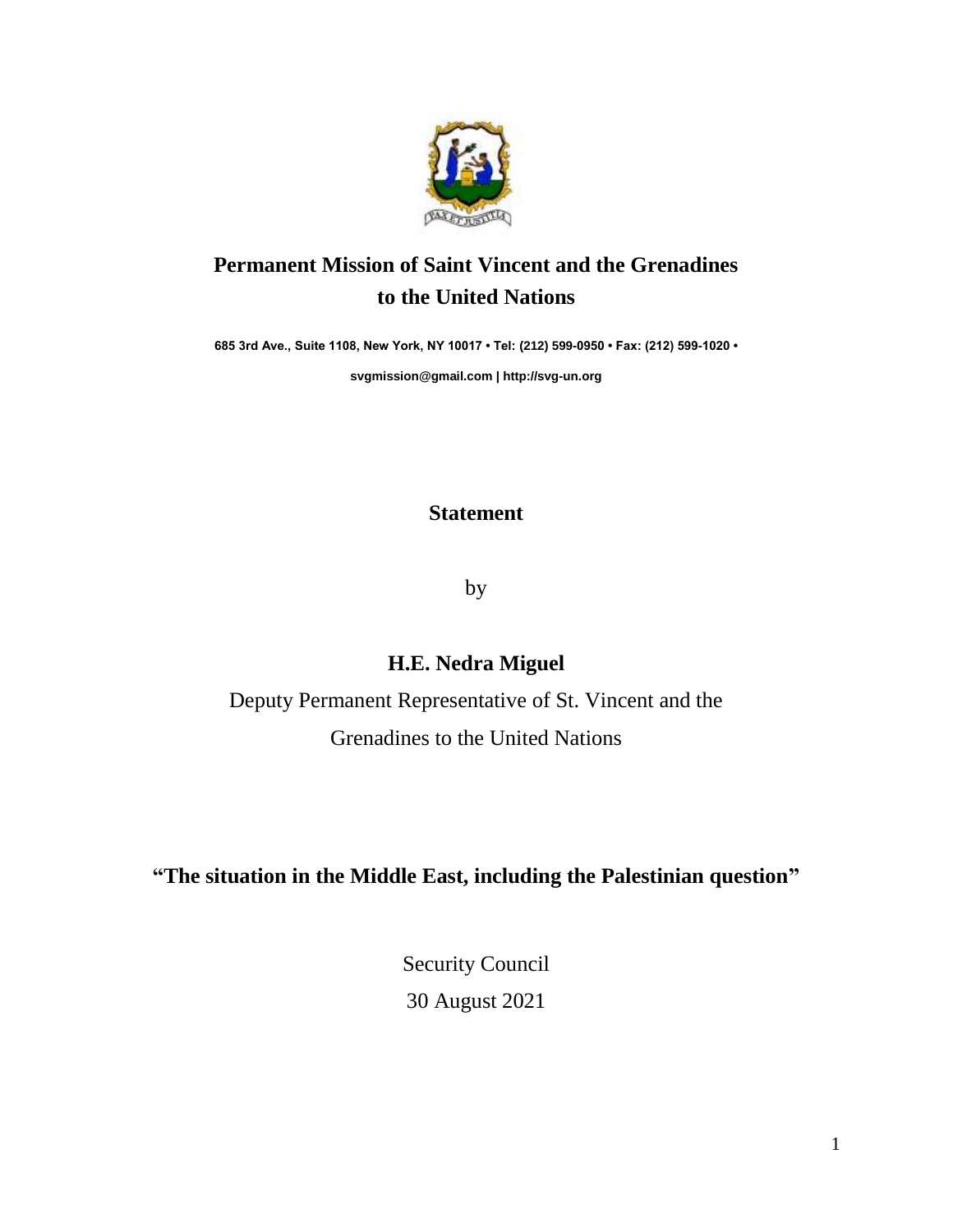# Permanent Mission of Saint Vincent and the Grenadines to the United Nations

**685 3rd Ave., Suite 1108, New York, NY 10017 • Tel: (212) 599-0950 • Fax: (212) 599-1020 •**

**svgmission@gmail.com | http://svg-un.org**

## Statement

by

### H.E. Nedra Miguel

Deputy Permanent Representative of St. Vincent and the Grenadines to the United Nations

## "The situation in the Middle East, including the Palestinian question"

Security Council

30 August 2021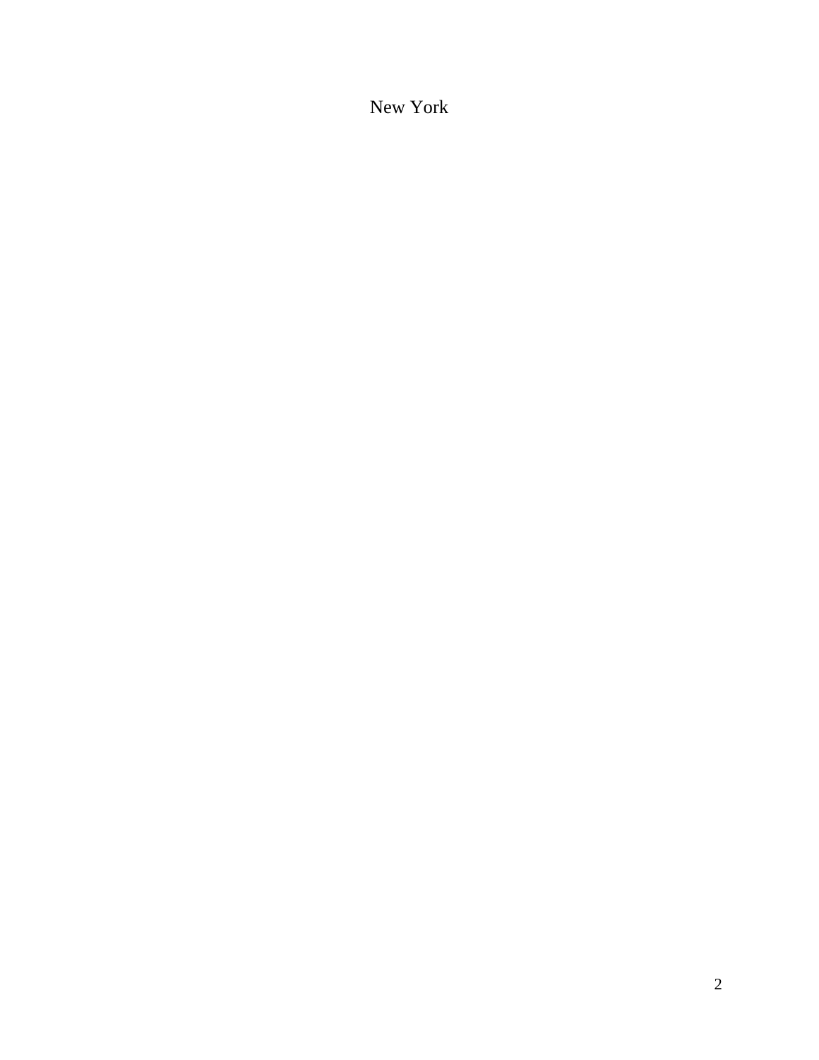New York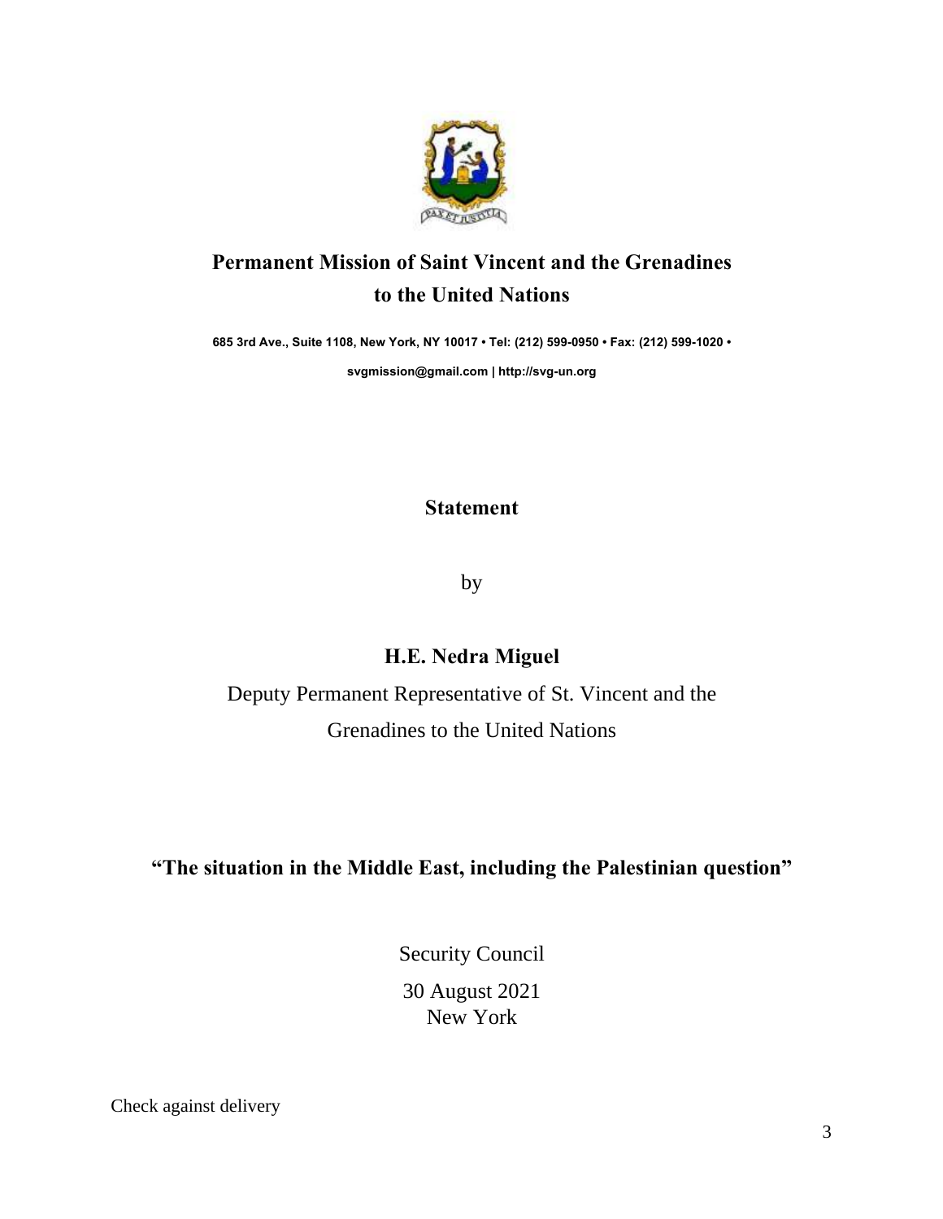**Permanent Mission of Saint Vincent and the Grenadines to the United Nations**

685 3rd Ave., Suite 1108, New York, NY 10017 • Tel: (212) 599-0950 • Fax: (212) 599-1020 • svgmission@gmail.com | http://svg-un.org

**Statement**

by

**H.E. Nedra Miguel**

Deputy Permanent Representative of St. Vincent and the Grenadines to the United Nations

**"The situation in the Middle East, including the Palestinian question"**

Security Council

30 August 2021

New York

Check against delivery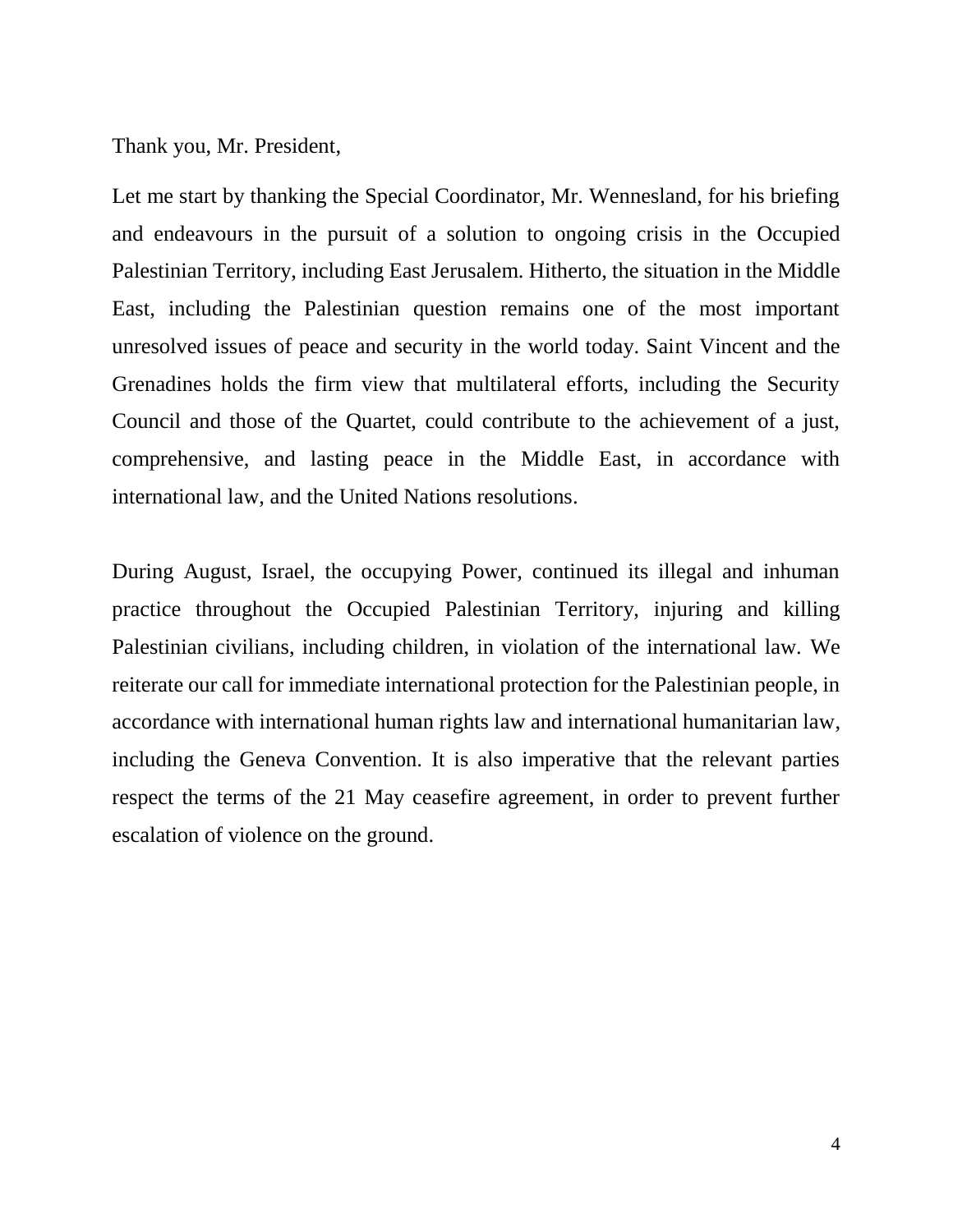Thank you, Mr. President,

Let me start by thanking the Special Coordinator, Mr. Wennesland, for his briefing and endeavours in the pursuit of a solution to ongoing crisis in the Occupied Palestinian Territory, including East Jerusalem. Hitherto, the situation in the Middle East, including the Palestinian question remains one of the most important unresolved issues of peace and security in the world today. Saint Vincent and the Grenadines holds the firm view that multilateral efforts, including the Security Council and those of the Quartet, could contribute to the achievement of a just, comprehensive, and lasting peace in the Middle East, in accordance with international law, and the United Nations resolutions.

During August, Israel, the occupying Power, continued its illegal and inhuman practice throughout the Occupied Palestinian Territory, injuring and killing Palestinian civilians, including children, in violation of the international law. We reiterate our call for immediate international protection for the Palestinian people, in accordance with international human rights law and international humanitarian law, including the Geneva Convention. It is also imperative that the relevant parties respect the terms of the 21 May ceasefire agreement, in order to prevent further escalation of violence on the ground.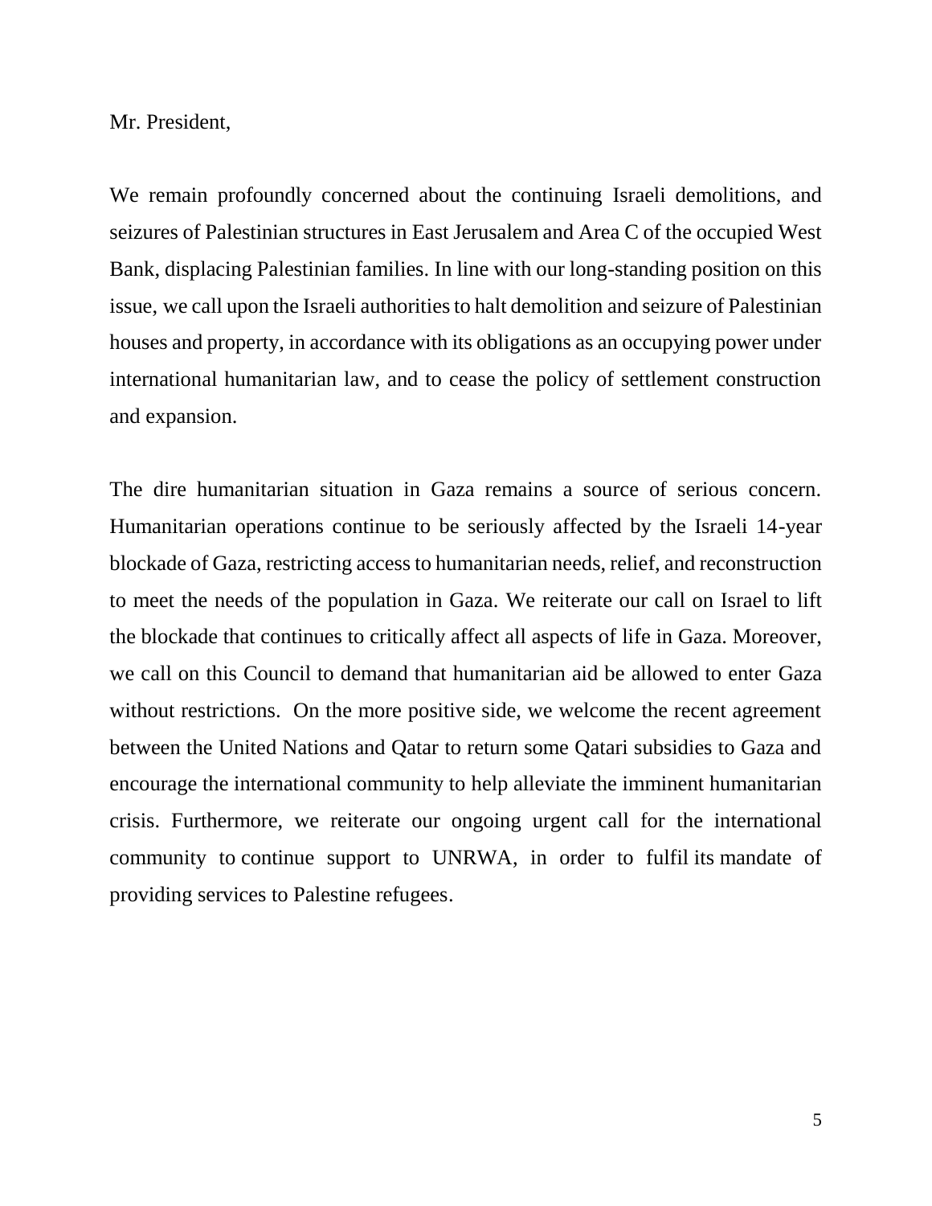Mr. President,

We remain profoundly concerned about the continuing Israeli demolitions, and seizures of Palestinian structures in East Jerusalem and Area C of the occupied West Bank, displacing Palestinian families. In line with our long-standing position on this issue, we call upon the Israeli authorities to halt demolition and seizure of Palestinian houses and property, in accordance with its obligations as an occupying power under international humanitarian law, and to cease the policy of settlement construction and expansion.

The dire humanitarian situation in Gaza remains a source of serious concern. Humanitarian operations continue to be seriously affected by the Israeli 14-year blockade of Gaza, restricting access to humanitarian needs, relief, and reconstruction to meet the needs of the population in Gaza. We reiterate our call on Israel to lift the blockade that continues to critically affect all aspects of life in Gaza. Moreover, we call on this Council to demand that humanitarian aid be allowed to enter Gaza without restrictions. On the more positive side, we welcome the recent agreement between the United Nations and Qatar to return some Qatari subsidies to Gaza and encourage the international community to help alleviate the imminent humanitarian crisis. Furthermore, we reiterate our ongoing urgent call for the international community to continue support to UNRWA, in order to fulfil its mandate of providing services to Palestine refugees.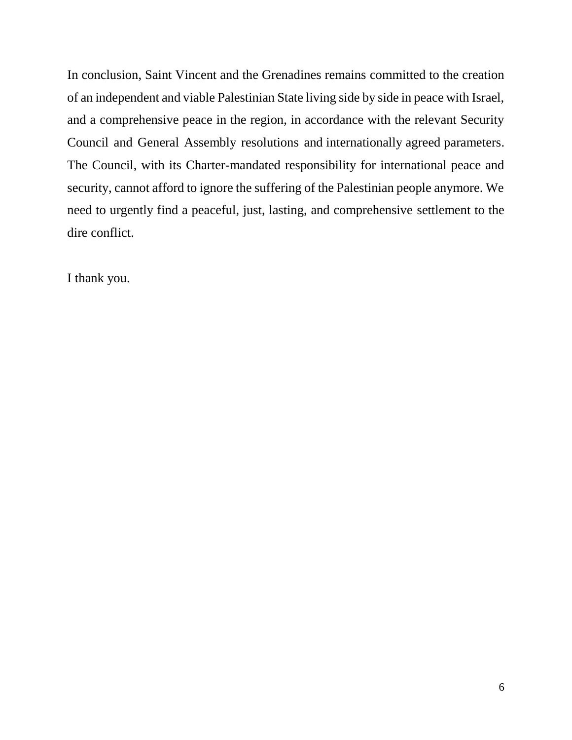In conclusion, Saint Vincent and the Grenadines remains committed to the creation of an independent and viable Palestinian State living side by side in peace with Israel, and a comprehensive peace in the region, in accordance with the relevant Security Council and General Assembly resolutions and internationally agreed parameters. The Council, with its Charter-mandated responsibility for international peace and security, cannot afford to ignore the suffering of the Palestinian people anymore. We need to urgently find a peaceful, just, lasting, and comprehensive settlement to the dire conflict.

I thank you.